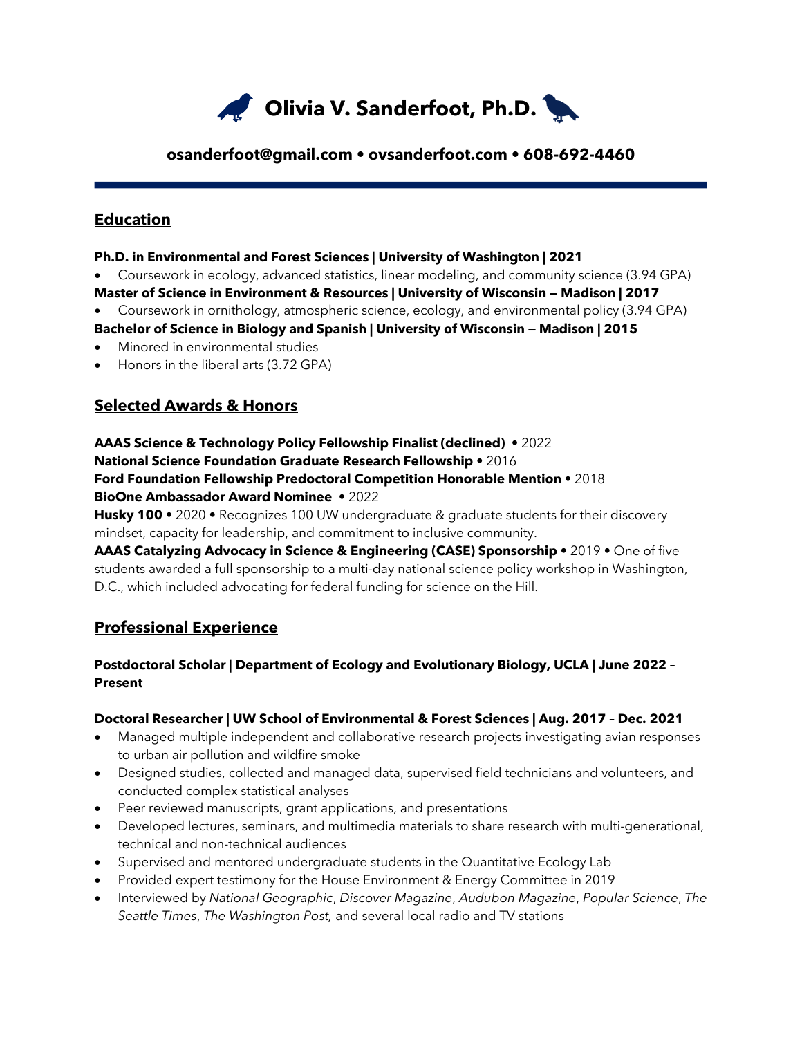# Olivia V. Sanderfoot, Ph.D.

**osanderfoot@gmail.com • ovsanderfoot.com • 608-692-4460**

## Education

**Ph.D. in Environmental and Forest Sciences | University of Washington | 2021**

- Coursework in ecology, advanced statistics, linear modeling, and community science (3.94 GPA)

**Master of Science in Environment & Resources | University of Wisconsin – Madison | 2017**

- Coursework in ornithology, atmospheric science, ecology, and environmental policy (3.94 GPA)

**Bachelor of Science in Biology and Spanish | University of Wisconsin – Madison | 2015**

- Minored in environmental studies
- Honors in the liberal arts (3.72 GPA)

## Selected Awards & Honors

**AAAS Science & Technology Policy Fellowship Finalist (declined)** • 2022

**National Science Foundation Graduate Research Fellowship** • 2016

**Ford Foundation Fellowship Predoctoral Competition Honorable Mention** • 2018

**BioOne Ambassador Award Nominee** • 2022

**Husky 100** • 2020 • Recognizes 100 UW undergraduate & graduate students for their discovery mindset, capacity for leadership, and commitment to inclusive community.

**AAAS Catalyzing Advocacy in Science & Engineering (CASE) Sponsorship** • 2019 • One of five students awarded a full sponsorship to a multi-day national science policy workshop in Washington, D.C., which included advocating for federal funding for science on the Hill.

## Professional Experience

**Postdoctoral Scholar | Department of Ecology and Evolutionary Biology, UCLA | June 2022 – Present**

**Doctoral Researcher | UW School of Environmental & Forest Sciences | Aug. 2017 – Dec. 2021**

- Managed multiple independent and collaborative research projects investigating avian responses to urban air pollution and wildfire smoke
- Designed studies, collected and managed data, supervised field technicians and volunteers, and conducted complex statistical analyses
- Peer reviewed manuscripts, grant applications, and presentations
- Developed lectures, seminars, and multimedia materials to share research with multi-generational, technical and non-technical audiences
- Supervised and mentored undergraduate students in the Quantitative Ecology Lab
- Provided expert testimony for the House Environment & Energy Committee in 2019
- Interviewed by *National Geographic*, *Discover Magazine*, *Audubon Magazine*, *Popular Science*, *The Seattle Times*, *The Washington Post,* and several local radio and TV stations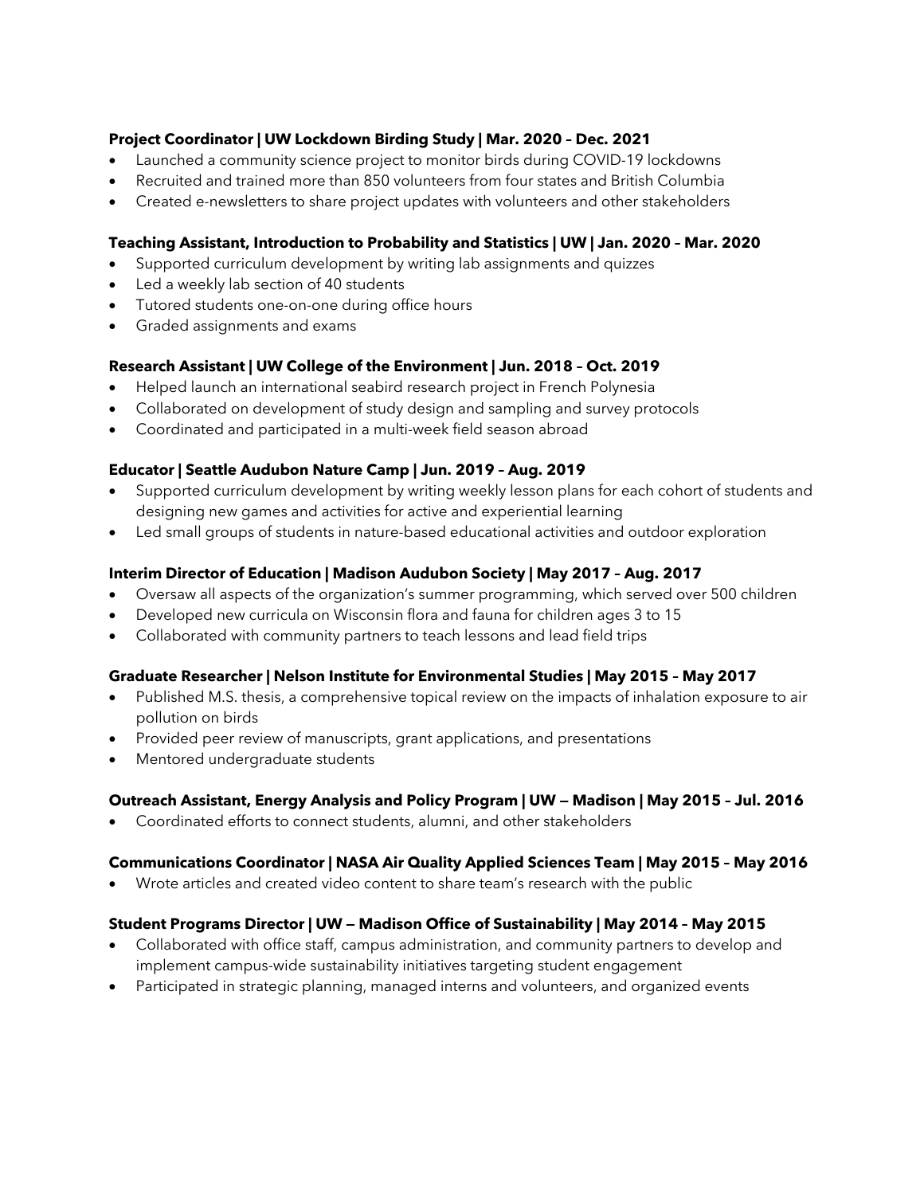**Project Coordinator | UW Lockdown Birding Study | Mar. 2020 – Dec. 2021**

- Launched a community science project to monitor birds during COVID-19 lockdowns
- Recruited and trained more than 850 volunteers from four states and British Columbia
- Created e-newsletters to share project updates with volunteers and other stakeholders

**Teaching Assistant, Introduction to Probability and Statistics | UW | Jan. 2020 – Mar. 2020**

- Supported curriculum development by writing lab assignments and quizzes
- Led a weekly lab section of 40 students
- Tutored students one-on-one during office hours
- Graded assignments and exams

**Research Assistant | UW College of the Environment | Jun. 2018 – Oct. 2019**

- Helped launch an international seabird research project in French Polynesia
- Collaborated on development of study design and sampling and survey protocols
- Coordinated and participated in a multi-week field season abroad

**Educator | Seattle Audubon Nature Camp | Jun. 2019 – Aug. 2019**

- Supported curriculum development by writing weekly lesson plans for each cohort of students and designing new games and activities for active and experiential learning
- Led small groups of students in nature-based educational activities and outdoor exploration

**Interim Director of Education | Madison Audubon Society | May 2017 – Aug. 2017**

- Oversaw all aspects of the organization's summer programming, which served over 500 children
- Developed new curricula on Wisconsin flora and fauna for children ages 3 to 15
- Collaborated with community partners to teach lessons and lead field trips

**Graduate Researcher | Nelson Institute for Environmental Studies | May 2015 – May 2017**

- Published M.S. thesis, a comprehensive topical review on the impacts of inhalation exposure to air pollution on birds
- Provided peer review of manuscripts, grant applications, and presentations
- Mentored undergraduate students

**Outreach Assistant, Energy Analysis and Policy Program | UW — Madison | May 2015 – Jul. 2016**

- Coordinated efforts to connect students, alumni, and other stakeholders

**Communications Coordinator | NASA Air Quality Applied Sciences Team | May 2015 – May 2016**

- Wrote articles and created video content to share team's research with the public

**Student Programs Director | UW — Madison Office of Sustainability | May 2014 – May 2015**

- Collaborated with office staff, campus administration, and community partners to develop and implement campus-wide sustainability initiatives targeting student engagement
- Participated in strategic planning, managed interns and volunteers, and organized events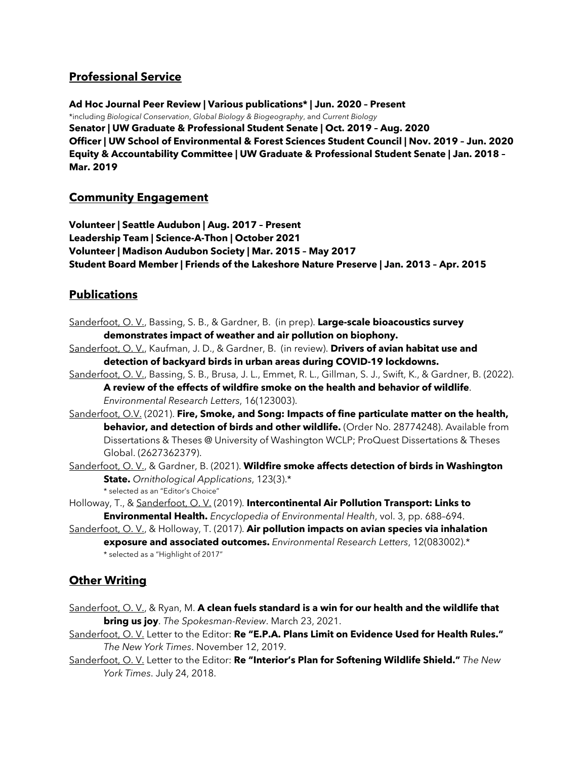## Professional Service

**Ad Hoc Journal Peer Review | Various publications* | Jun. 2020 – Present**
*including *Biological Conservation*, *Global Biology & Biogeography*, and *Current Biology*
**Senator | UW Graduate & Professional Student Senate | Oct. 2019 – Aug. 2020**
**Officer | UW School of Environmental & Forest Sciences Student Council | Nov. 2019 – Jun. 2020**
**Equity & Accountability Committee | UW Graduate & Professional Student Senate | Jan. 2018 – Mar. 2019**

## Community Engagement

**Volunteer | Seattle Audubon | Aug. 2017 – Present**
**Leadership Team | Science-A-Thon | October 2021**
**Volunteer | Madison Audubon Society | Mar. 2015 – May 2017**
**Student Board Member | Friends of the Lakeshore Nature Preserve | Jan. 2013 – Apr. 2015**

## Publications

Sanderfoot, O. V., Bassing, S. B., & Gardner, B. (in prep). **Large-scale bioacoustics survey demonstrates impact of weather and air pollution on biophony.**

Sanderfoot, O. V., Kaufman, J. D., & Gardner, B. (in review). **Drivers of avian habitat use and detection of backyard birds in urban areas during COVID-19 lockdowns.**

Sanderfoot, O. V., Bassing, S. B., Brusa, J. L., Emmet, R. L., Gillman, S. J., Swift, K., & Gardner, B. (2022). **A review of the effects of wildfire smoke on the health and behavior of wildlife**. *Environmental Research Letters*, 16(123003).

Sanderfoot, O.V. (2021). **Fire, Smoke, and Song: Impacts of fine particulate matter on the health, behavior, and detection of birds and other wildlife.** (Order No. 28774248). Available from Dissertations & Theses @ University of Washington WCLP; ProQuest Dissertations & Theses Global. (2627362379).

Sanderfoot, O. V., & Gardner, B. (2021). **Wildfire smoke affects detection of birds in Washington State.** *Ornithological Applications*, 123(3).*
\* selected as an "Editor's Choice"

Holloway, T., & Sanderfoot, O. V. (2019). **Intercontinental Air Pollution Transport: Links to Environmental Health.** *Encyclopedia of Environmental Health*, vol. 3, pp. 688–694.

Sanderfoot, O. V., & Holloway, T. (2017). **Air pollution impacts on avian species via inhalation exposure and associated outcomes.** *Environmental Research Letters*, 12(083002).*
\* selected as a "Highlight of 2017"

## Other Writing

Sanderfoot, O. V., & Ryan, M. **A clean fuels standard is a win for our health and the wildlife that bring us joy**. *The Spokesman-Review*. March 23, 2021.

Sanderfoot, O. V. Letter to the Editor: **Re "E.P.A. Plans Limit on Evidence Used for Health Rules."** *The New York Times*. November 12, 2019.

Sanderfoot, O. V. Letter to the Editor: **Re "Interior's Plan for Softening Wildlife Shield."** *The New York Times*. July 24, 2018.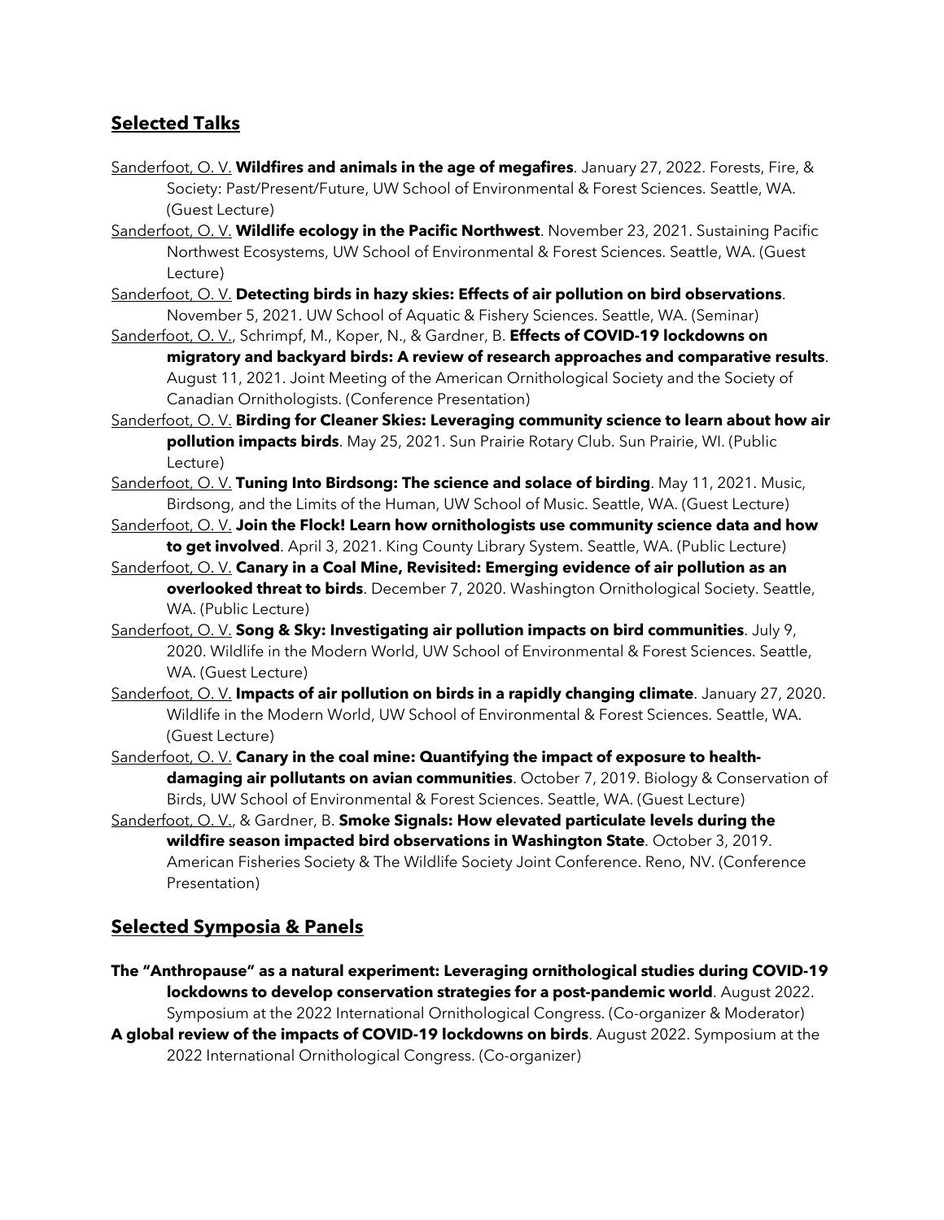## Selected Talks

<u>Sanderfoot, O. V.</u> **Wildfires and animals in the age of megafires**. January 27, 2022. Forests, Fire, & Society: Past/Present/Future, UW School of Environmental & Forest Sciences. Seattle, WA. (Guest Lecture)

<u>Sanderfoot, O. V.</u> **Wildlife ecology in the Pacific Northwest**. November 23, 2021. Sustaining Pacific Northwest Ecosystems, UW School of Environmental & Forest Sciences. Seattle, WA. (Guest Lecture)

<u>Sanderfoot, O. V.</u> **Detecting birds in hazy skies: Effects of air pollution on bird observations**. November 5, 2021. UW School of Aquatic & Fishery Sciences. Seattle, WA. (Seminar)

<u>Sanderfoot, O. V.</u>, Schrimpf, M., Koper, N., & Gardner, B. **Effects of COVID-19 lockdowns on migratory and backyard birds: A review of research approaches and comparative results**. August 11, 2021. Joint Meeting of the American Ornithological Society and the Society of Canadian Ornithologists. (Conference Presentation)

<u>Sanderfoot, O. V.</u> **Birding for Cleaner Skies: Leveraging community science to learn about how air pollution impacts birds**. May 25, 2021. Sun Prairie Rotary Club. Sun Prairie, WI. (Public Lecture)

<u>Sanderfoot, O. V.</u> **Tuning Into Birdsong: The science and solace of birding**. May 11, 2021. Music, Birdsong, and the Limits of the Human, UW School of Music. Seattle, WA. (Guest Lecture)

<u>Sanderfoot, O. V.</u> **Join the Flock! Learn how ornithologists use community science data and how to get involved**. April 3, 2021. King County Library System. Seattle, WA. (Public Lecture)

<u>Sanderfoot, O. V.</u> **Canary in a Coal Mine, Revisited: Emerging evidence of air pollution as an overlooked threat to birds**. December 7, 2020. Washington Ornithological Society. Seattle, WA. (Public Lecture)

<u>Sanderfoot, O. V.</u> **Song & Sky: Investigating air pollution impacts on bird communities**. July 9, 2020. Wildlife in the Modern World, UW School of Environmental & Forest Sciences. Seattle, WA. (Guest Lecture)

<u>Sanderfoot, O. V.</u> **Impacts of air pollution on birds in a rapidly changing climate**. January 27, 2020. Wildlife in the Modern World, UW School of Environmental & Forest Sciences. Seattle, WA. (Guest Lecture)

<u>Sanderfoot, O. V.</u> **Canary in the coal mine: Quantifying the impact of exposure to health-damaging air pollutants on avian communities**. October 7, 2019. Biology & Conservation of Birds, UW School of Environmental & Forest Sciences. Seattle, WA. (Guest Lecture)

<u>Sanderfoot, O. V.</u>, & Gardner, B. **Smoke Signals: How elevated particulate levels during the wildfire season impacted bird observations in Washington State**. October 3, 2019. American Fisheries Society & The Wildlife Society Joint Conference. Reno, NV. (Conference Presentation)

## Selected Symposia & Panels

**The "Anthropause" as a natural experiment: Leveraging ornithological studies during COVID-19 lockdowns to develop conservation strategies for a post-pandemic world**. August 2022. Symposium at the 2022 International Ornithological Congress. (Co-organizer & Moderator)

**A global review of the impacts of COVID-19 lockdowns on birds**. August 2022. Symposium at the 2022 International Ornithological Congress. (Co-organizer)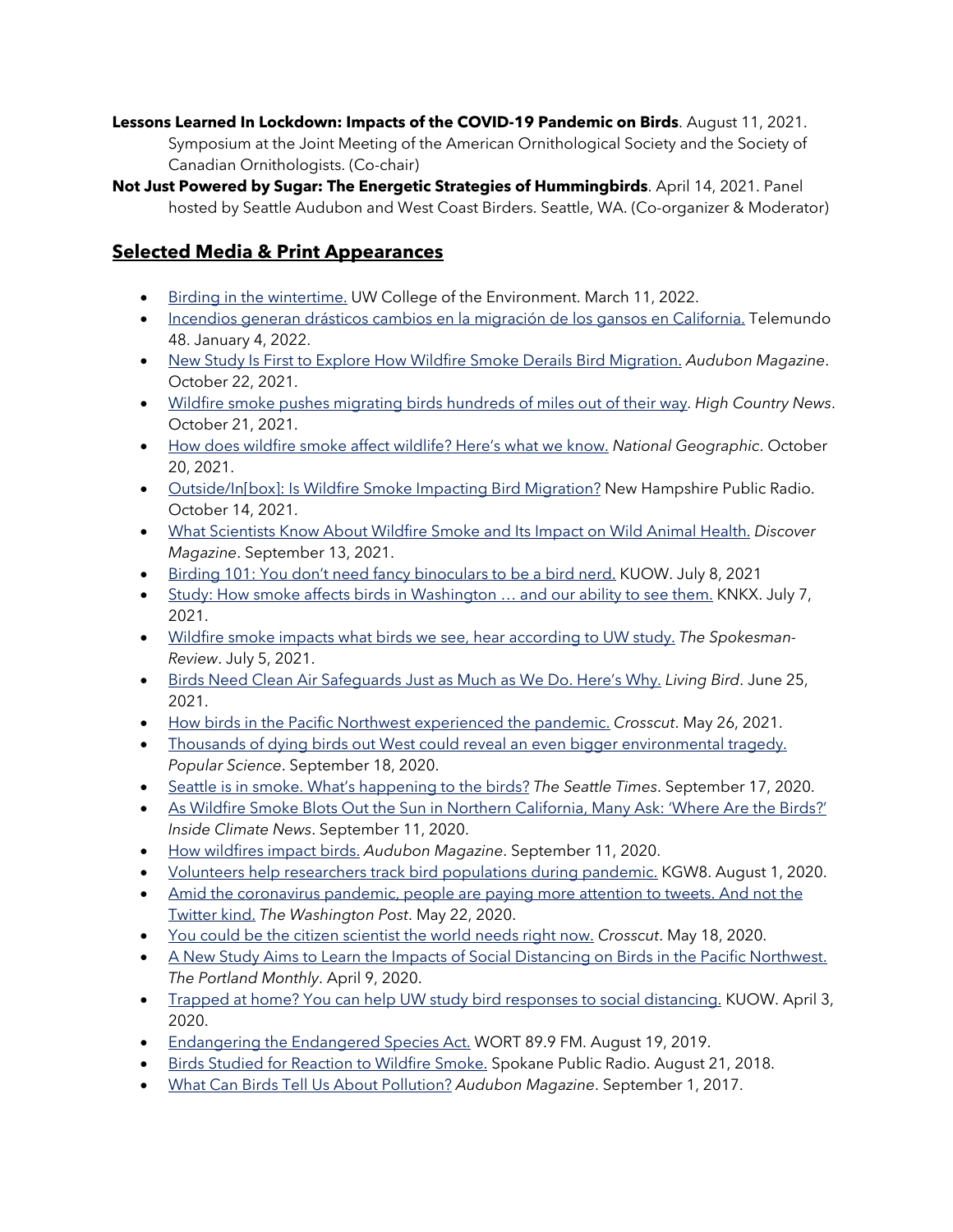**Lessons Learned In Lockdown: Impacts of the COVID-19 Pandemic on Birds**. August 11, 2021. Symposium at the Joint Meeting of the American Ornithological Society and the Society of Canadian Ornithologists. (Co-chair)

**Not Just Powered by Sugar: The Energetic Strategies of Hummingbirds**. April 14, 2021. Panel hosted by Seattle Audubon and West Coast Birders. Seattle, WA. (Co-organizer & Moderator)

## Selected Media & Print Appearances

- Birding in the wintertime. UW College of the Environment. March 11, 2022.
- Incendios generan drásticos cambios en la migración de los gansos en California. Telemundo 48. January 4, 2022.
- New Study Is First to Explore How Wildfire Smoke Derails Bird Migration. *Audubon Magazine*. October 22, 2021.
- Wildfire smoke pushes migrating birds hundreds of miles out of their way. *High Country News*. October 21, 2021.
- How does wildfire smoke affect wildlife? Here's what we know. *National Geographic*. October 20, 2021.
- Outside/In[box]: Is Wildfire Smoke Impacting Bird Migration? New Hampshire Public Radio. October 14, 2021.
- What Scientists Know About Wildfire Smoke and Its Impact on Wild Animal Health. *Discover Magazine*. September 13, 2021.
- Birding 101: You don't need fancy binoculars to be a bird nerd. KUOW. July 8, 2021
- Study: How smoke affects birds in Washington … and our ability to see them. KNKX. July 7, 2021.
- Wildfire smoke impacts what birds we see, hear according to UW study. *The Spokesman-Review*. July 5, 2021.
- Birds Need Clean Air Safeguards Just as Much as We Do. Here's Why. *Living Bird*. June 25, 2021.
- How birds in the Pacific Northwest experienced the pandemic. *Crosscut*. May 26, 2021.
- Thousands of dying birds out West could reveal an even bigger environmental tragedy. *Popular Science*. September 18, 2020.
- Seattle is in smoke. What's happening to the birds? *The Seattle Times*. September 17, 2020.
- As Wildfire Smoke Blots Out the Sun in Northern California, Many Ask: 'Where Are the Birds?' *Inside Climate News*. September 11, 2020.
- How wildfires impact birds. *Audubon Magazine*. September 11, 2020.
- Volunteers help researchers track bird populations during pandemic. KGW8. August 1, 2020.
- Amid the coronavirus pandemic, people are paying more attention to tweets. And not the Twitter kind. *The Washington Post*. May 22, 2020.
- You could be the citizen scientist the world needs right now. *Crosscut*. May 18, 2020.
- A New Study Aims to Learn the Impacts of Social Distancing on Birds in the Pacific Northwest. *The Portland Monthly*. April 9, 2020.
- Trapped at home? You can help UW study bird responses to social distancing. KUOW. April 3, 2020.
- Endangering the Endangered Species Act. WORT 89.9 FM. August 19, 2019.
- Birds Studied for Reaction to Wildfire Smoke. Spokane Public Radio. August 21, 2018.
- What Can Birds Tell Us About Pollution? *Audubon Magazine*. September 1, 2017.